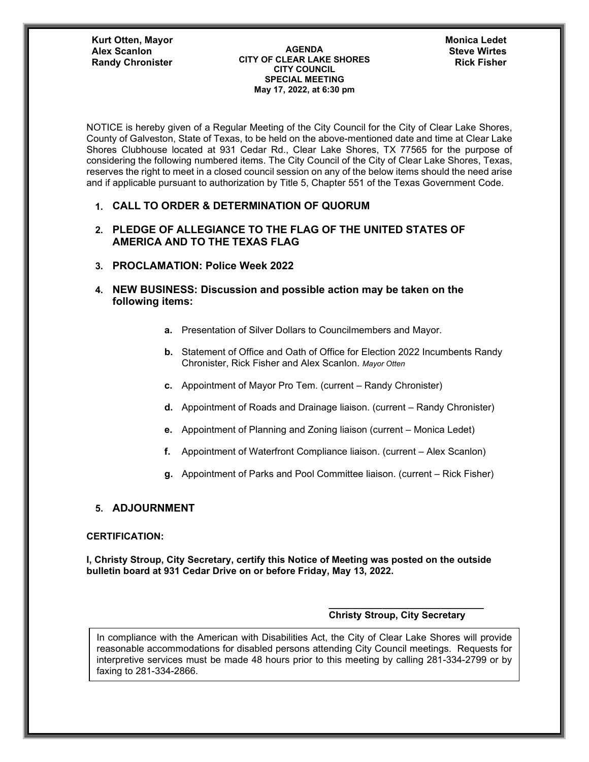**Kurt Otten, Mayor**
**Alex Scanlon**
**Randy Chronister**

**Monica Ledet**
**Steve Wirtes**
**Rick Fisher**

**AGENDA**
**CITY OF CLEAR LAKE SHORES**
**CITY COUNCIL**
**SPECIAL MEETING**
**May 17, 2022, at 6:30 pm**

NOTICE is hereby given of a Regular Meeting of the City Council for the City of Clear Lake Shores, County of Galveston, State of Texas, to be held on the above-mentioned date and time at Clear Lake Shores Clubhouse located at 931 Cedar Rd., Clear Lake Shores, TX 77565 for the purpose of considering the following numbered items. The City Council of the City of Clear Lake Shores, Texas, reserves the right to meet in a closed council session on any of the below items should the need arise and if applicable pursuant to authorization by Title 5, Chapter 551 of the Texas Government Code.

1. **CALL TO ORDER & DETERMINATION OF QUORUM**

2. **PLEDGE OF ALLEGIANCE TO THE FLAG OF THE UNITED STATES OF AMERICA AND TO THE TEXAS FLAG**

3. **PROCLAMATION: Police Week 2022**

4. **NEW BUSINESS: Discussion and possible action may be taken on the following items:**

   **a.** Presentation of Silver Dollars to Councilmembers and Mayor.

   **b.** Statement of Office and Oath of Office for Election 2022 Incumbents Randy Chronister, Rick Fisher and Alex Scanlon. *Mayor Otten*

   **c.** Appointment of Mayor Pro Tem. (current – Randy Chronister)

   **d.** Appointment of Roads and Drainage liaison. (current – Randy Chronister)

   **e.** Appointment of Planning and Zoning liaison (current – Monica Ledet)

   **f.** Appointment of Waterfront Compliance liaison. (current – Alex Scanlon)

   **g.** Appointment of Parks and Pool Committee liaison. (current – Rick Fisher)

5. **ADJOURNMENT**

**CERTIFICATION:**

**I, Christy Stroup, City Secretary, certify this Notice of Meeting was posted on the outside bulletin board at 931 Cedar Drive on or before Friday, May 13, 2022.**

\_\_\_\_\_\_\_\_\_\_\_\_\_\_\_\_\_\_\_\_\_\_\_\_\_\_\_\_\_\_
**Christy Stroup, City Secretary**

In compliance with the American with Disabilities Act, the City of Clear Lake Shores will provide reasonable accommodations for disabled persons attending City Council meetings. Requests for interpretive services must be made 48 hours prior to this meeting by calling 281-334-2799 or by faxing to 281-334-2866.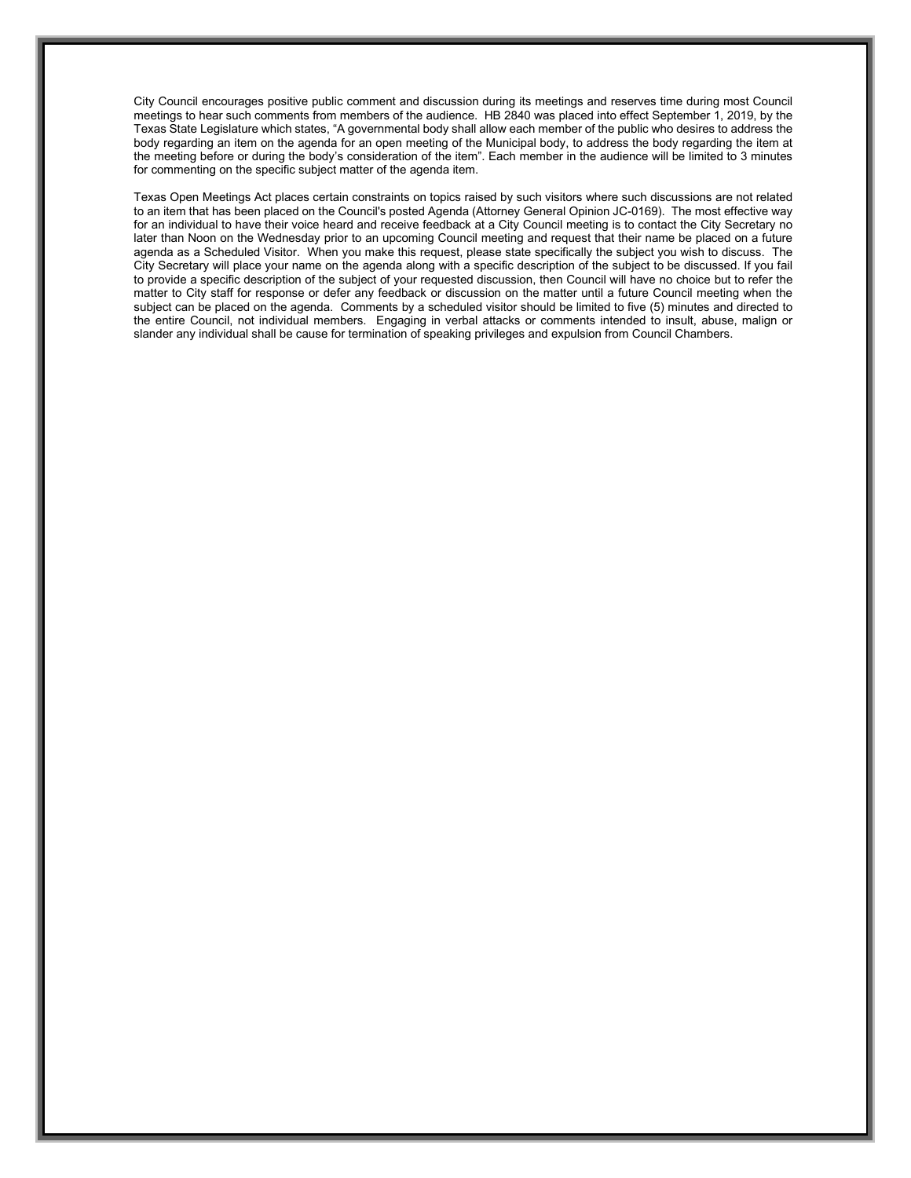City Council encourages positive public comment and discussion during its meetings and reserves time during most Council meetings to hear such comments from members of the audience. HB 2840 was placed into effect September 1, 2019, by the Texas State Legislature which states, "A governmental body shall allow each member of the public who desires to address the body regarding an item on the agenda for an open meeting of the Municipal body, to address the body regarding the item at the meeting before or during the body's consideration of the item". Each member in the audience will be limited to 3 minutes for commenting on the specific subject matter of the agenda item.

Texas Open Meetings Act places certain constraints on topics raised by such visitors where such discussions are not related to an item that has been placed on the Council's posted Agenda (Attorney General Opinion JC-0169). The most effective way for an individual to have their voice heard and receive feedback at a City Council meeting is to contact the City Secretary no later than Noon on the Wednesday prior to an upcoming Council meeting and request that their name be placed on a future agenda as a Scheduled Visitor. When you make this request, please state specifically the subject you wish to discuss. The City Secretary will place your name on the agenda along with a specific description of the subject to be discussed. If you fail to provide a specific description of the subject of your requested discussion, then Council will have no choice but to refer the matter to City staff for response or defer any feedback or discussion on the matter until a future Council meeting when the subject can be placed on the agenda. Comments by a scheduled visitor should be limited to five (5) minutes and directed to the entire Council, not individual members. Engaging in verbal attacks or comments intended to insult, abuse, malign or slander any individual shall be cause for termination of speaking privileges and expulsion from Council Chambers.